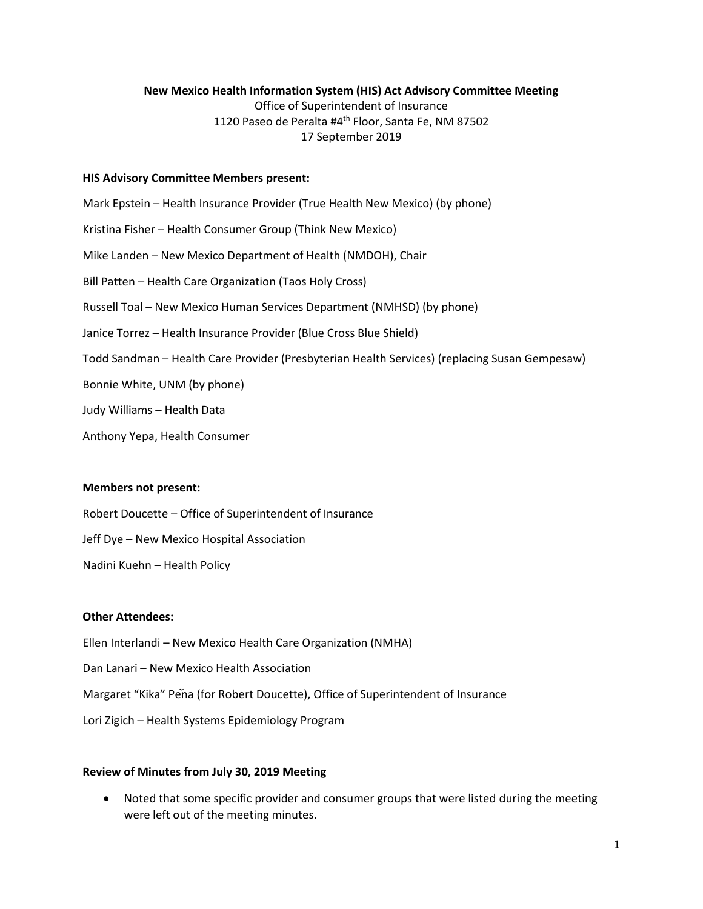**New Mexico Health Information System (HIS) Act Advisory Committee Meeting**

Office of Superintendent of Insurance

1120 Paseo de Peralta #4th Floor, Santa Fe, NM 87502

17 September 2019

**HIS Advisory Committee Members present:**

Mark Epstein – Health Insurance Provider (True Health New Mexico) (by phone)

Kristina Fisher – Health Consumer Group (Think New Mexico)

Mike Landen – New Mexico Department of Health (NMDOH), Chair

Bill Patten – Health Care Organization (Taos Holy Cross)

Russell Toal – New Mexico Human Services Department (NMHSD) (by phone)

Janice Torrez – Health Insurance Provider (Blue Cross Blue Shield)

Todd Sandman – Health Care Provider (Presbyterian Health Services) (replacing Susan Gempesaw)

Bonnie White, UNM (by phone)

Judy Williams – Health Data

Anthony Yepa, Health Consumer

**Members not present:**

Robert Doucette – Office of Superintendent of Insurance

Jeff Dye – New Mexico Hospital Association

Nadini Kuehn – Health Policy

**Other Attendees:**

Ellen Interlandi – New Mexico Health Care Organization (NMHA)

Dan Lanari – New Mexico Health Association

Margaret "Kika" Peña (for Robert Doucette), Office of Superintendent of Insurance

Lori Zigich – Health Systems Epidemiology Program

**Review of Minutes from July 30, 2019 Meeting**

- Noted that some specific provider and consumer groups that were listed during the meeting were left out of the meeting minutes.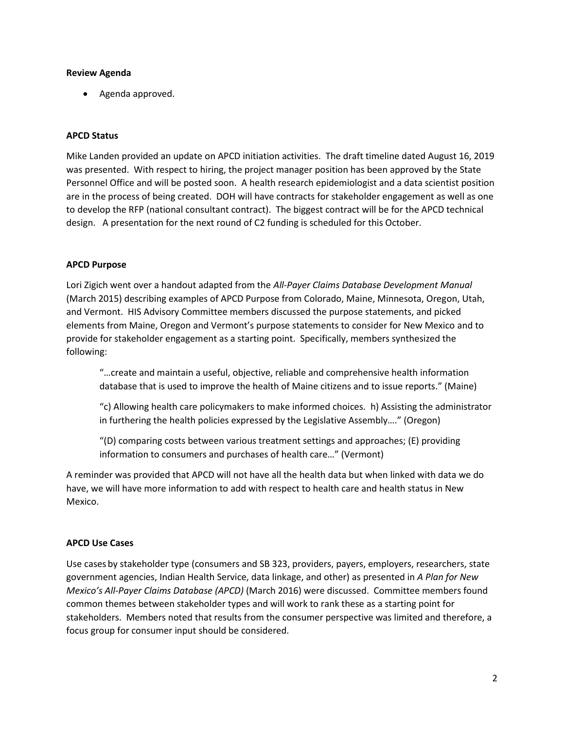**Review Agenda**

- Agenda approved.

**APCD Status**

Mike Landen provided an update on APCD initiation activities. The draft timeline dated August 16, 2019 was presented. With respect to hiring, the project manager position has been approved by the State Personnel Office and will be posted soon. A health research epidemiologist and a data scientist position are in the process of being created. DOH will have contracts for stakeholder engagement as well as one to develop the RFP (national consultant contract). The biggest contract will be for the APCD technical design. A presentation for the next round of C2 funding is scheduled for this October.

**APCD Purpose**

Lori Zigich went over a handout adapted from the *All-Payer Claims Database Development Manual* (March 2015) describing examples of APCD Purpose from Colorado, Maine, Minnesota, Oregon, Utah, and Vermont. HIS Advisory Committee members discussed the purpose statements, and picked elements from Maine, Oregon and Vermont's purpose statements to consider for New Mexico and to provide for stakeholder engagement as a starting point. Specifically, members synthesized the following:

> "…create and maintain a useful, objective, reliable and comprehensive health information database that is used to improve the health of Maine citizens and to issue reports." (Maine)
>
> "c) Allowing health care policymakers to make informed choices. h) Assisting the administrator in furthering the health policies expressed by the Legislative Assembly…." (Oregon)
>
> "(D) comparing costs between various treatment settings and approaches; (E) providing information to consumers and purchases of health care…" (Vermont)

A reminder was provided that APCD will not have all the health data but when linked with data we do have, we will have more information to add with respect to health care and health status in New Mexico.

**APCD Use Cases**

Use cases by stakeholder type (consumers and SB 323, providers, payers, employers, researchers, state government agencies, Indian Health Service, data linkage, and other) as presented in *A Plan for New Mexico's All-Payer Claims Database (APCD)* (March 2016) were discussed. Committee members found common themes between stakeholder types and will work to rank these as a starting point for stakeholders. Members noted that results from the consumer perspective was limited and therefore, a focus group for consumer input should be considered.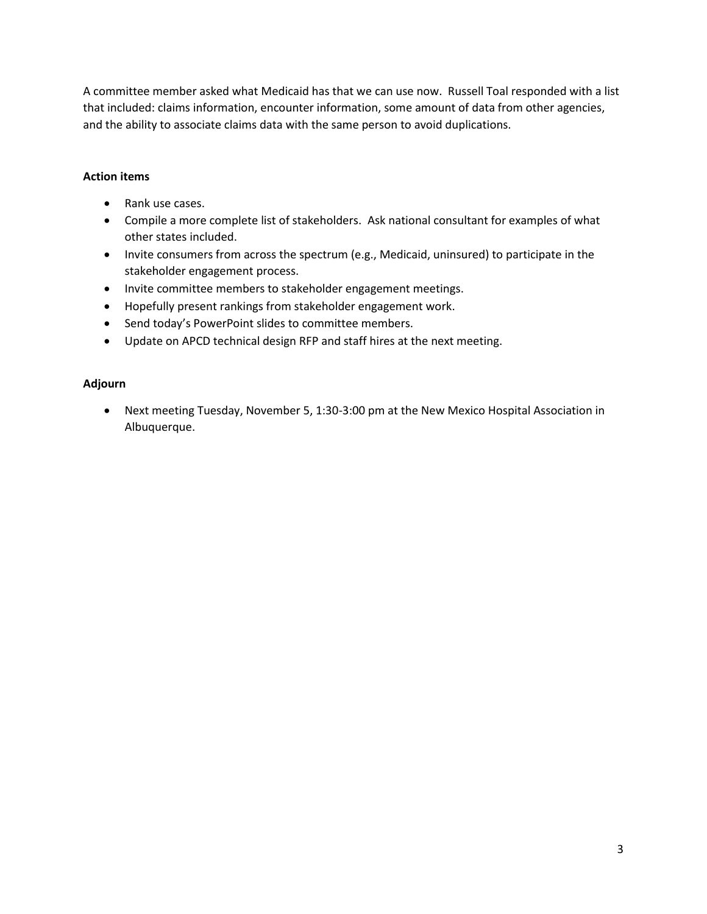A committee member asked what Medicaid has that we can use now. Russell Toal responded with a list that included: claims information, encounter information, some amount of data from other agencies, and the ability to associate claims data with the same person to avoid duplications.

**Action items**

- Rank use cases.
- Compile a more complete list of stakeholders. Ask national consultant for examples of what other states included.
- Invite consumers from across the spectrum (e.g., Medicaid, uninsured) to participate in the stakeholder engagement process.
- Invite committee members to stakeholder engagement meetings.
- Hopefully present rankings from stakeholder engagement work.
- Send today's PowerPoint slides to committee members.
- Update on APCD technical design RFP and staff hires at the next meeting.

**Adjourn**

- Next meeting Tuesday, November 5, 1:30-3:00 pm at the New Mexico Hospital Association in Albuquerque.